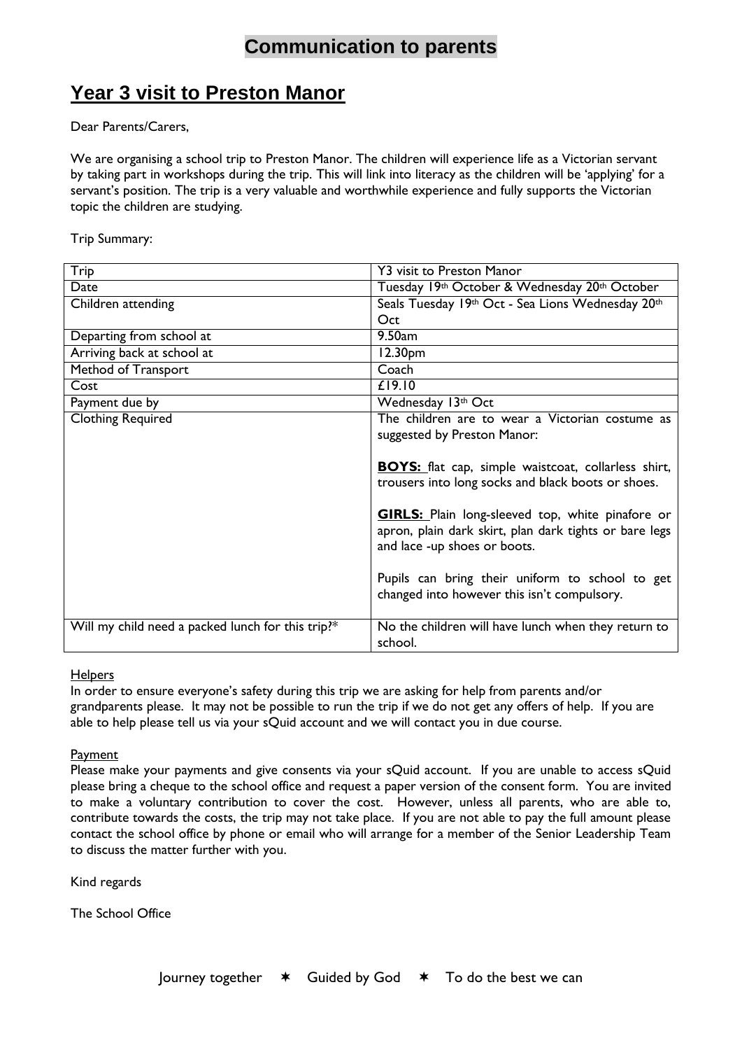# Communication to parents

## Year 3 visit to Preston Manor

Dear Parents/Carers,

We are organising a school trip to Preston Manor. The children will experience life as a Victorian servant by taking part in workshops during the trip. This will link into literacy as the children will be 'applying' for a servant's position. The trip is a very valuable and worthwhile experience and fully supports the Victorian topic the children are studying.

Trip Summary:

| Trip | Y3 visit to Preston Manor |
|---|---|
| Date | Tuesday 19th October & Wednesday 20th October |
| Children attending | Seals Tuesday 19th Oct - Sea Lions Wednesday 20th Oct |
| Departing from school at | 9.50am |
| Arriving back at school at | 12.30pm |
| Method of Transport | Coach |
| Cost | £19.10 |
| Payment due by | Wednesday 13th Oct |
| Clothing Required | The children are to wear a Victorian costume as suggested by Preston Manor:<br><br>**BOYS:** flat cap, simple waistcoat, collarless shirt, trousers into long socks and black boots or shoes.<br><br>**GIRLS:** Plain long-sleeved top, white pinafore or apron, plain dark skirt, plan dark tights or bare legs and lace -up shoes or boots.<br><br>Pupils can bring their uniform to school to get changed into however this isn't compulsory. |
| Will my child need a packed lunch for this trip?* | No the children will have lunch when they return to school. |

Helpers

In order to ensure everyone's safety during this trip we are asking for help from parents and/or grandparents please. It may not be possible to run the trip if we do not get any offers of help. If you are able to help please tell us via your sQuid account and we will contact you in due course.

Payment

Please make your payments and give consents via your sQuid account. If you are unable to access sQuid please bring a cheque to the school office and request a paper version of the consent form. You are invited to make a voluntary contribution to cover the cost. However, unless all parents, who are able to, contribute towards the costs, the trip may not take place. If you are not able to pay the full amount please contact the school office by phone or email who will arrange for a member of the Senior Leadership Team to discuss the matter further with you.

Kind regards

The School Office

Journey together ✶ Guided by God ✶ To do the best we can